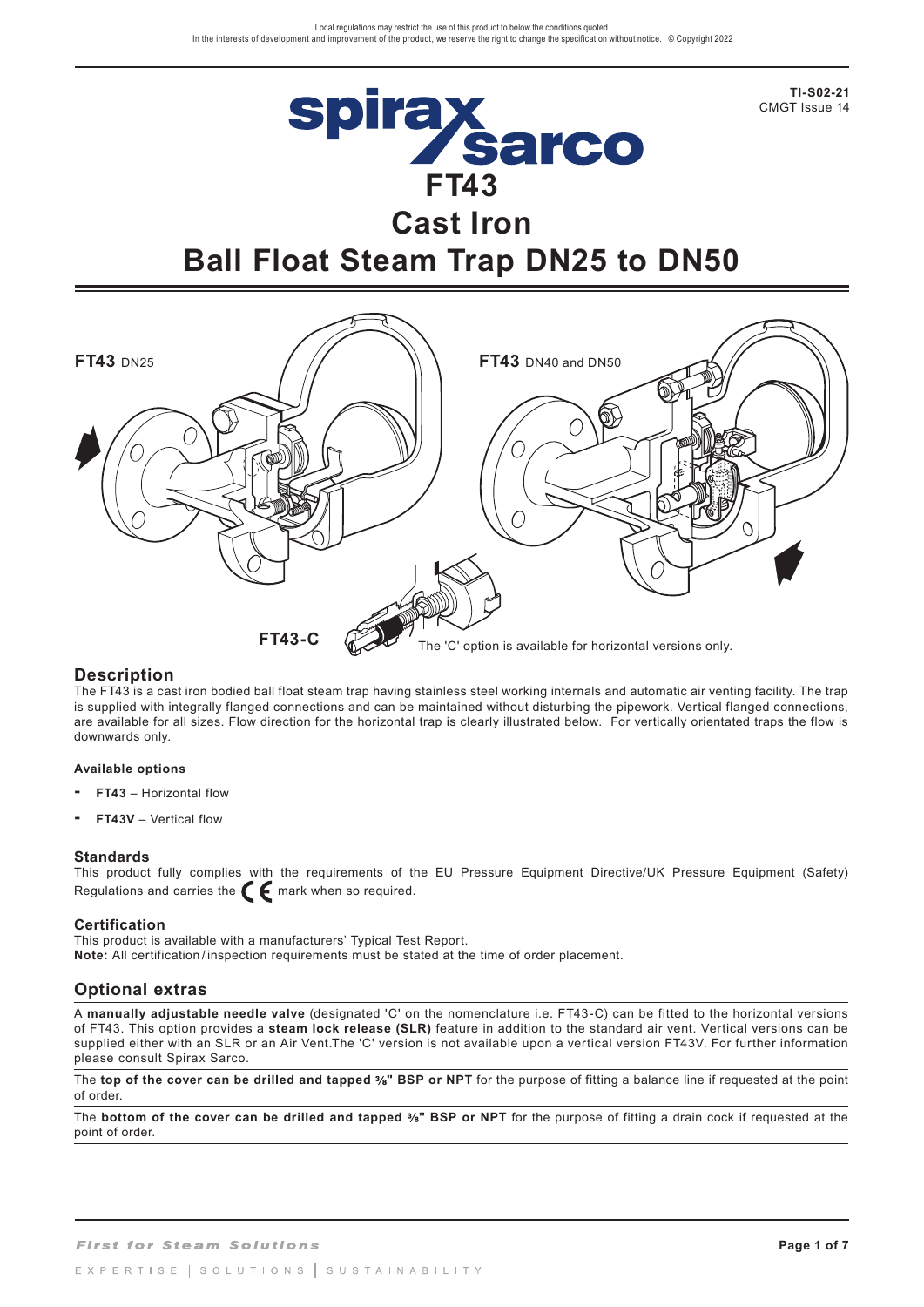Local regulations may restrict the use of this product to below the conditions quoted.
In the interests of development and improvement of the product, we reserve the right to change the specification without notice. © Copyright 2022

**TI-S02-21**
CMGT Issue 14

# FT43
# Cast Iron
# Ball Float Steam Trap DN25 to DN50

**FT43** DN25

**FT43** DN40 and DN50

**FT43-C**

The 'C' option is available for horizontal versions only.

## Description

The FT43 is a cast iron bodied ball float steam trap having stainless steel working internals and automatic air venting facility. The trap is supplied with integrally flanged connections and can be maintained without disturbing the pipework. Vertical flanged connections, are available for all sizes. Flow direction for the horizontal trap is clearly illustrated below. For vertically orientated traps the flow is downwards only.

#### Available options

- **FT43** – Horizontal flow
- **FT43V** – Vertical flow

## Standards

This product fully complies with the requirements of the EU Pressure Equipment Directive/UK Pressure Equipment (Safety) Regulations and carries the CE mark when so required.

## Certification

This product is available with a manufacturers' Typical Test Report.
**Note:** All certification / inspection requirements must be stated at the time of order placement.

## Optional extras

A **manually adjustable needle valve** (designated 'C' on the nomenclature i.e. FT43-C) can be fitted to the horizontal versions of FT43. This option provides a **steam lock release (SLR)** feature in addition to the standard air vent. Vertical versions can be supplied either with an SLR or an Air Vent.The 'C' version is not available upon a vertical version FT43V. For further information please consult Spirax Sarco.

The **top of the cover can be drilled and tapped ⅜" BSP or NPT** for the purpose of fitting a balance line if requested at the point of order.

The **bottom of the cover can be drilled and tapped ⅜" BSP or NPT** for the purpose of fitting a drain cock if requested at the point of order.

*First for Steam Solutions*

EXPERTISE | SOLUTIONS | SUSTAINABILITY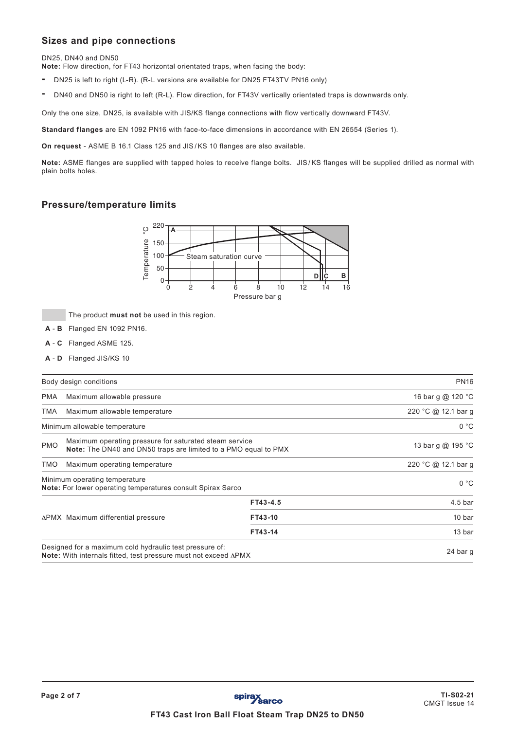## Sizes and pipe connections

DN25, DN40 and DN50

**Note:** Flow direction, for FT43 horizontal orientated traps, when facing the body:

- DN25 is left to right (L-R). (R-L versions are available for DN25 FT43TV PN16 only)
- DN40 and DN50 is right to left (R-L). Flow direction, for FT43V vertically orientated traps is downwards only.

Only the one size, DN25, is available with JIS/KS flange connections with flow vertically downward FT43V.

**Standard flanges** are EN 1092 PN16 with face-to-face dimensions in accordance with EN 26554 (Series 1).

**On request** - ASME B 16.1 Class 125 and JIS / KS 10 flanges are also available.

**Note:** ASME flanges are supplied with tapped holes to receive flange bolts. JIS / KS flanges will be supplied drilled as normal with plain bolts holes.

## Pressure/temperature limits

The product **must not** be used in this region.

**A - B** Flanged EN 1092 PN16.

**A - C** Flanged ASME 125.

**A - D** Flanged JIS/KS 10

| Body design conditions | | | PN16 |
|---|---|---|---|
| PMA | Maximum allowable pressure | | 16 bar g @ 120 °C |
| TMA | Maximum allowable temperature | | 220 °C @ 12.1 bar g |
| Minimum allowable temperature | | | 0 °C |
| PMO | Maximum operating pressure for saturated steam service **Note:** The DN40 and DN50 traps are limited to a PMO equal to PMX | | 13 bar g @ 195 °C |
| TMO | Maximum operating temperature | | 220 °C @ 12.1 bar g |
| Minimum operating temperature **Note:** For lower operating temperatures consult Spirax Sarco | | | 0 °C |
| ΔPMX | Maximum differential pressure | **FT43-4.5** | 4.5 bar |
| | | **FT43-10** | 10 bar |
| | | **FT43-14** | 13 bar |
| Designed for a maximum cold hydraulic test pressure of: **Note:** With internals fitted, test pressure must not exceed ΔPMX | | | 24 bar g |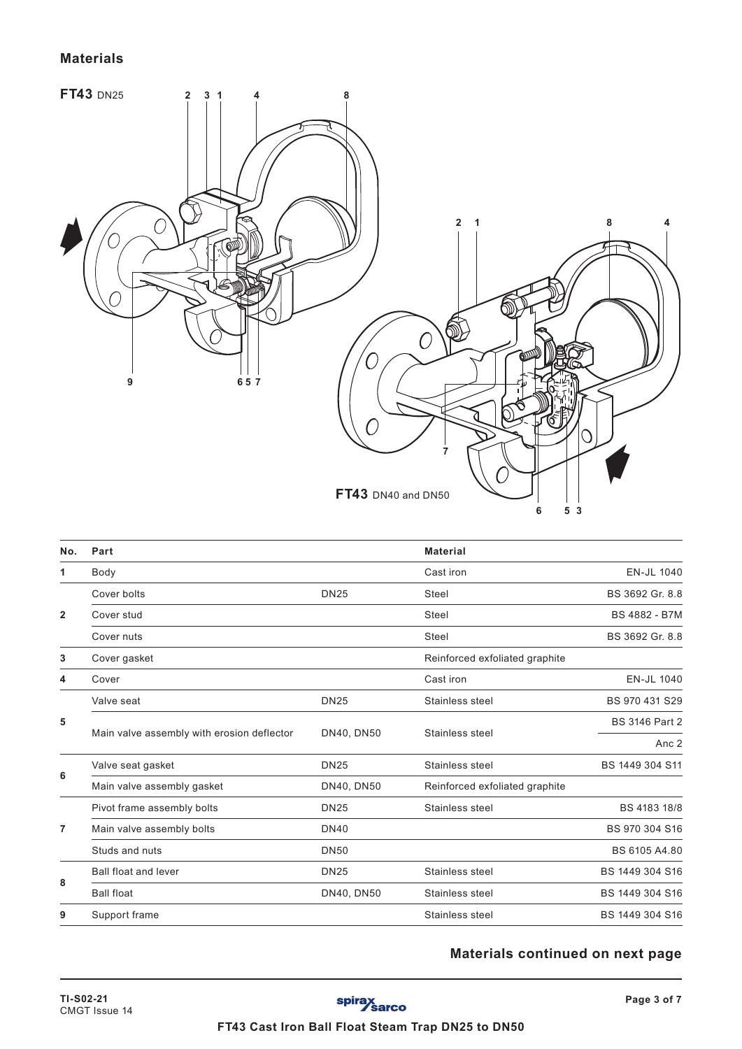## Materials

**FT43** DN25

**FT43** DN40 and DN50

| No. | Part | | Material | |
|---|---|---|---|---|
| 1 | Body | | Cast iron | EN-JL 1040 |
| 2 | Cover bolts | DN25 | Steel | BS 3692 Gr. 8.8 |
| | Cover stud | | Steel | BS 4882 - B7M |
| | Cover nuts | | Steel | BS 3692 Gr. 8.8 |
| 3 | Cover gasket | | Reinforced exfoliated graphite | |
| 4 | Cover | | Cast iron | EN-JL 1040 |
| 5 | Valve seat | DN25 | Stainless steel | BS 970 431 S29 |
| | Main valve assembly with erosion deflector | DN40, DN50 | Stainless steel | BS 3146 Part 2 Anc 2 |
| 6 | Valve seat gasket | DN25 | Stainless steel | BS 1449 304 S11 |
| | Main valve assembly gasket | DN40, DN50 | Reinforced exfoliated graphite | |
| 7 | Pivot frame assembly bolts | DN25 | Stainless steel | BS 4183 18/8 |
| | Main valve assembly bolts | DN40 | | BS 970 304 S16 |
| | Studs and nuts | DN50 | | BS 6105 A4.80 |
| 8 | Ball float and lever | DN25 | Stainless steel | BS 1449 304 S16 |
| | Ball float | DN40, DN50 | Stainless steel | BS 1449 304 S16 |
| 9 | Support frame | | Stainless steel | BS 1449 304 S16 |

**Materials continued on next page**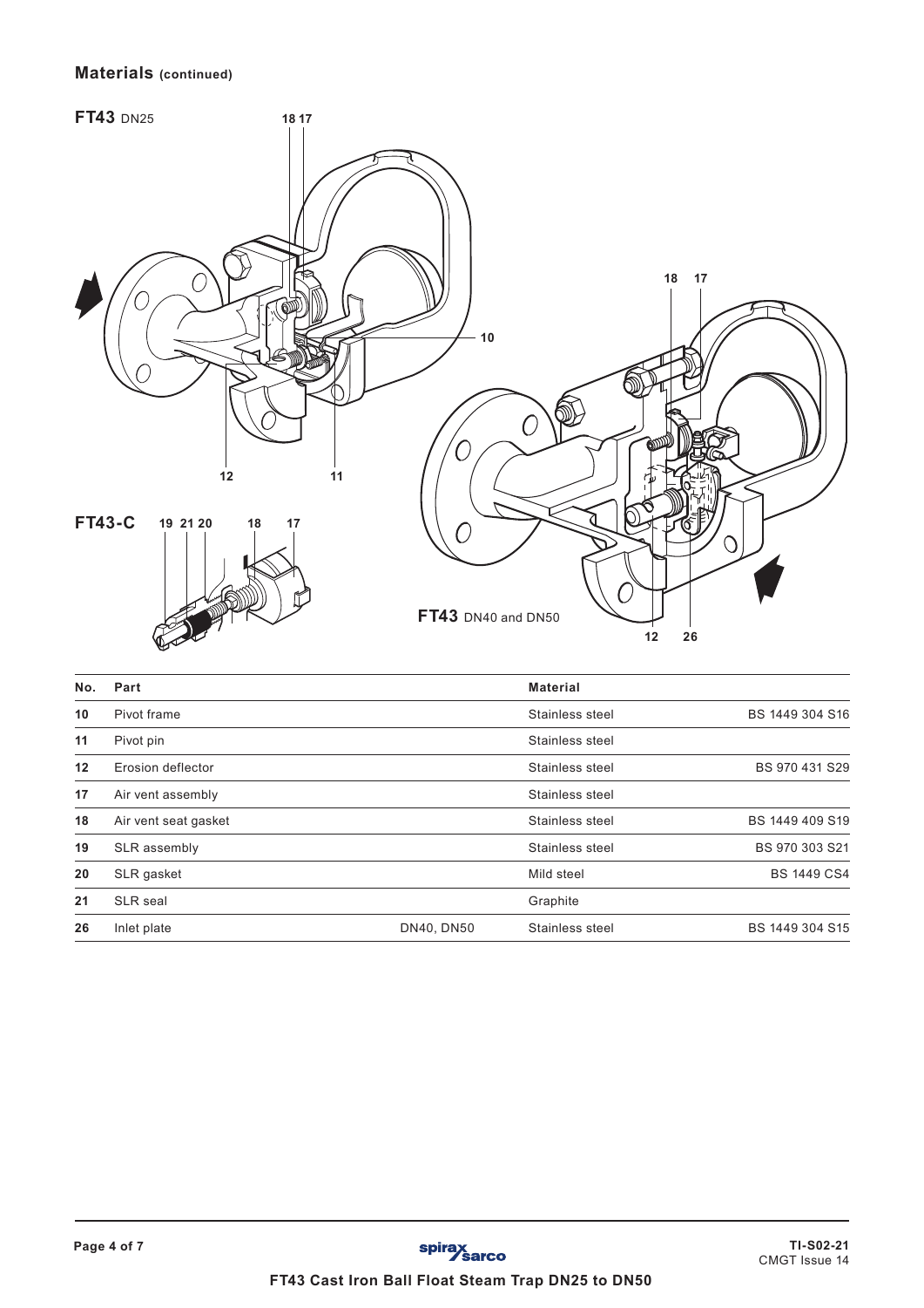## Materials (continued)

**FT43** DN25

**FT43-C**

**FT43** DN40 and DN50

| No. | Part | | Material | |
|---|---|---|---|---|
| 10 | Pivot frame | | Stainless steel | BS 1449 304 S16 |
| 11 | Pivot pin | | Stainless steel | |
| 12 | Erosion deflector | | Stainless steel | BS 970 431 S29 |
| 17 | Air vent assembly | | Stainless steel | |
| 18 | Air vent seat gasket | | Stainless steel | BS 1449 409 S19 |
| 19 | SLR assembly | | Stainless steel | BS 970 303 S21 |
| 20 | SLR gasket | | Mild steel | BS 1449 CS4 |
| 21 | SLR seal | | Graphite | |
| 26 | Inlet plate | DN40, DN50 | Stainless steel | BS 1449 304 S15 |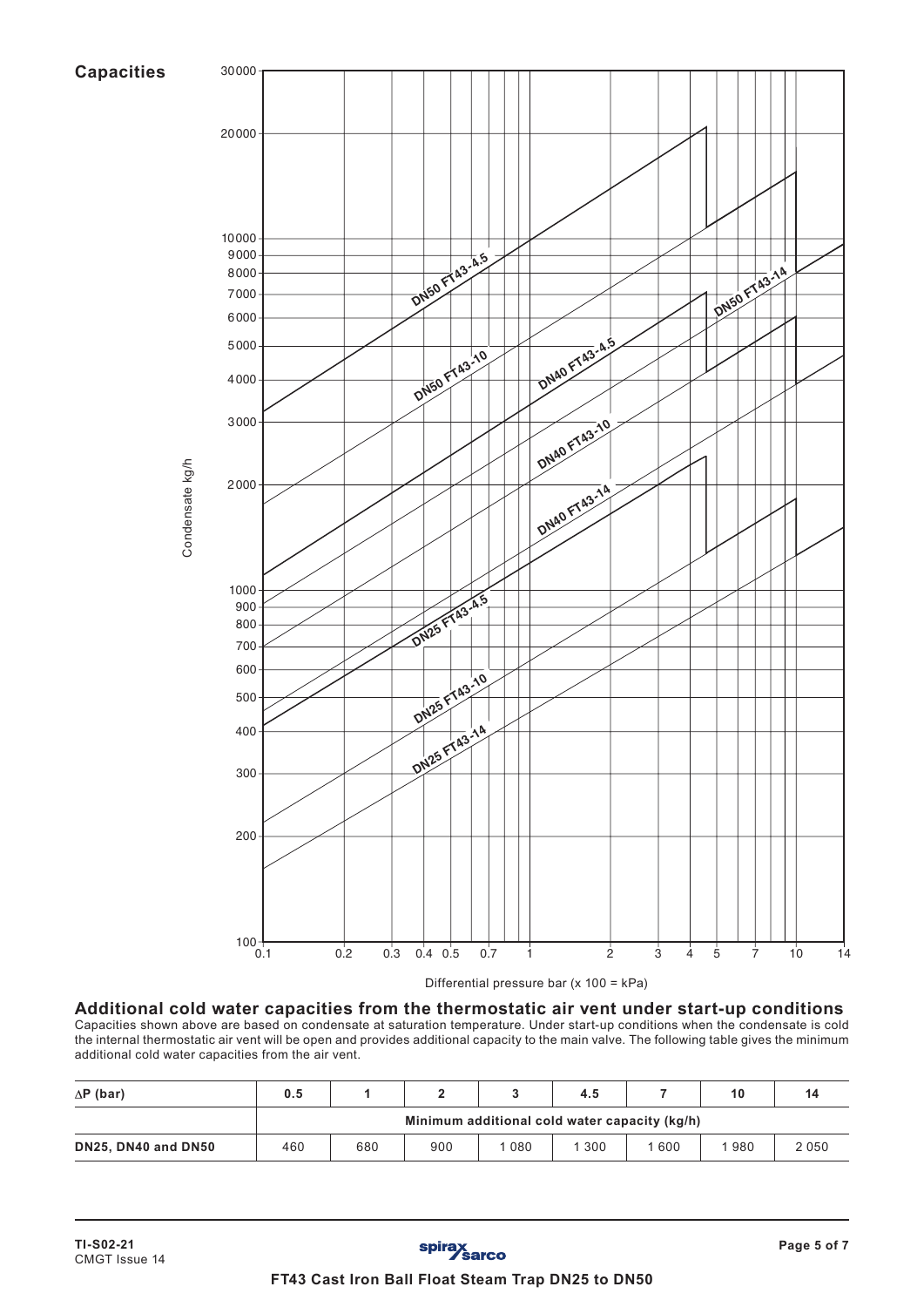## Capacities

Condensate kg/h

Differential pressure bar (x 100 = kPa)

### Additional cold water capacities from the thermostatic air vent under start-up conditions

Capacities shown above are based on condensate at saturation temperature. Under start-up conditions when the condensate is cold the internal thermostatic air vent will be open and provides additional capacity to the main valve. The following table gives the minimum additional cold water capacities from the air vent.

| ΔP (bar) | 0.5 | 1 | 2 | 3 | 4.5 | 7 | 10 | 14 |
|---|---|---|---|---|---|---|---|---|
| | Minimum additional cold water capacity (kg/h) | | | | | | | |
| **DN25, DN40 and DN50** | 460 | 680 | 900 | 1 080 | 1 300 | 1 600 | 1 980 | 2 050 |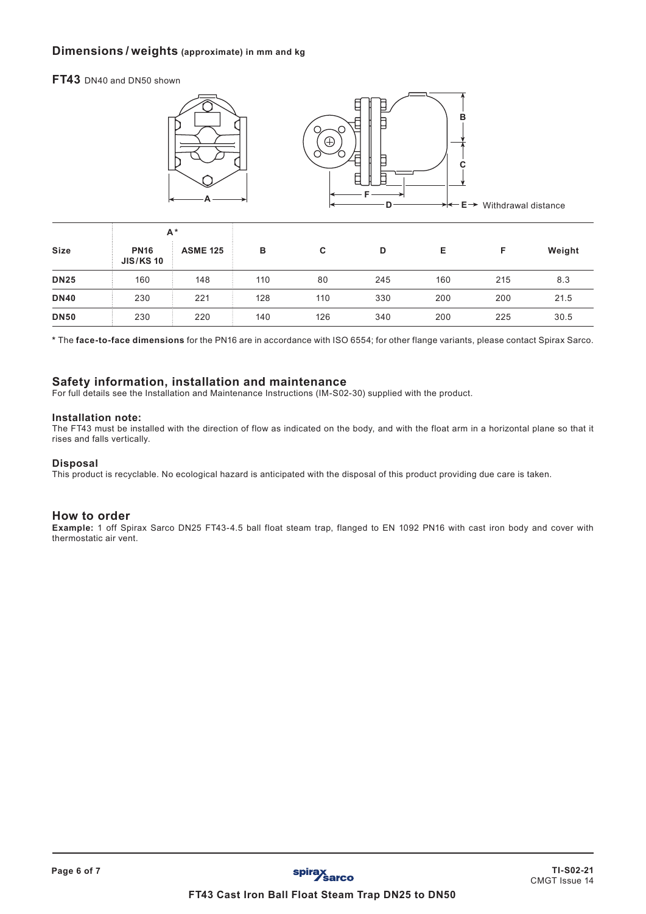## Dimensions / weights (approximate) in mm and kg

**FT43** DN40 and DN50 shown

| Size | A* | | B | C | D | E | F | Weight |
|---|---|---|---|---|---|---|---|---|
| | **PN16 JIS/KS 10** | **ASME 125** | | | | | | |
| **DN25** | 160 | 148 | 110 | 80 | 245 | 160 | 215 | 8.3 |
| **DN40** | 230 | 221 | 128 | 110 | 330 | 200 | 200 | 21.5 |
| **DN50** | 230 | 220 | 140 | 126 | 340 | 200 | 225 | 30.5 |

**\*** The **face-to-face dimensions** for the PN16 are in accordance with ISO 6554; for other flange variants, please contact Spirax Sarco.

## Safety information, installation and maintenance

For full details see the Installation and Maintenance Instructions (IM-S02-30) supplied with the product.

### Installation note:

The FT43 must be installed with the direction of flow as indicated on the body, and with the float arm in a horizontal plane so that it rises and falls vertically.

### Disposal

This product is recyclable. No ecological hazard is anticipated with the disposal of this product providing due care is taken.

## How to order

**Example:** 1 off Spirax Sarco DN25 FT43-4.5 ball float steam trap, flanged to EN 1092 PN16 with cast iron body and cover with thermostatic air vent.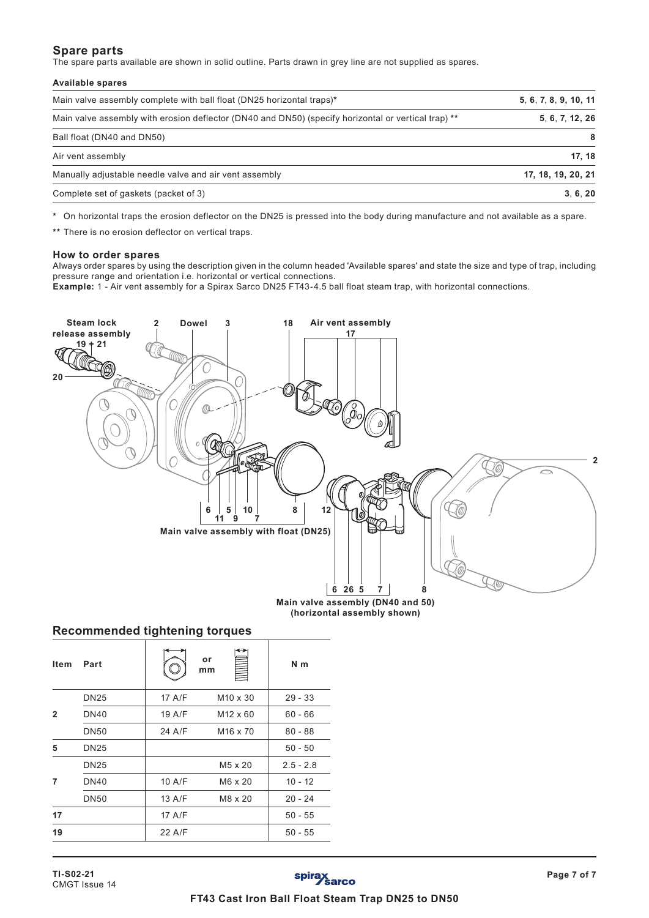## Spare parts

The spare parts available are shown in solid outline. Parts drawn in grey line are not supplied as spares.

### Available spares

| | |
|---|---|
| Main valve assembly complete with ball float (DN25 horizontal traps)* | 5, 6, 7, 8, 9, 10, 11 |
| Main valve assembly with erosion deflector (DN40 and DN50) (specify horizontal or vertical trap) ** | 5, 6, 7, 12, 26 |
| Ball float (DN40 and DN50) | 8 |
| Air vent assembly | 17, 18 |
| Manually adjustable needle valve and air vent assembly | 17, 18, 19, 20, 21 |
| Complete set of gaskets (packet of 3) | 3, 6, 20 |

\* On horizontal traps the erosion deflector on the DN25 is pressed into the body during manufacture and not available as a spare.

** There is no erosion deflector on vertical traps.

### How to order spares

Always order spares by using the description given in the column headed 'Available spares' and state the size and type of trap, including pressure range and orientation i.e. horizontal or vertical connections.

**Example:** 1 - Air vent assembly for a Spirax Sarco DN25 FT43-4.5 ball float steam trap, with horizontal connections.

Steam lock release assembly
19 + 21
20
2
Dowel
3
18
Air vent assembly
17
2
6 5 10 8 12
11 9 7
Main valve assembly with float (DN25)
6 26 5 7 8
Main valve assembly (DN40 and 50)
(horizontal assembly shown)

## Recommended tightening torques

| Item | Part | A/F | or mm | N m |
|---|---|---|---|---|
| 2 | DN25 | 17 A/F | M10 x 30 | 29 - 33 |
| | DN40 | 19 A/F | M12 x 60 | 60 - 66 |
| | DN50 | 24 A/F | M16 x 70 | 80 - 88 |
| 5 | DN25 | | | 50 - 50 |
| 7 | DN25 | | M5 x 20 | 2.5 - 2.8 |
| | DN40 | 10 A/F | M6 x 20 | 10 - 12 |
| | DN50 | 13 A/F | M8 x 20 | 20 - 24 |
| 17 | | 17 A/F | | 50 - 55 |
| 19 | | 22 A/F | | 50 - 55 |